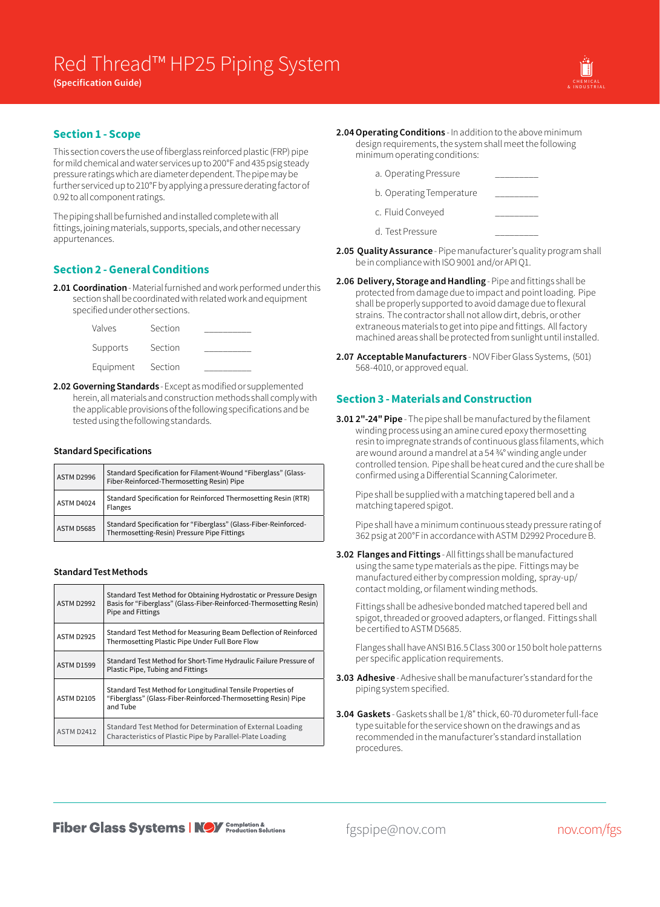# Red Thread™ HP25 Piping System

**(Specification Guide)**

## Section 1 - Scope

This section covers the use of fiberglass reinforced plastic (FRP) pipe for mild chemical and water services up to 200°F and 435 psig steady pressure ratings which are diameter dependent. The pipe may be further serviced up to 210°F by applying a pressure derating factor of 0.92 to all component ratings.

The piping shall be furnished and installed complete with all fittings, joining materials, supports, specials, and other necessary appurtenances.

## Section 2 - General Conditions

**2.01 Coordination** - Material furnished and work performed under this section shall be coordinated with related work and equipment specified under other sections.

| | | |
|---|---|---|
| Valves | Section | __________ |
| Supports | Section | __________ |
| Equipment | Section | __________ |

**2.02 Governing Standards** - Except as modified or supplemented herein, all materials and construction methods shall comply with the applicable provisions of the following specifications and be tested using the following standards.

### Standard Specifications

| | |
|---|---|
| ASTM D2996 | Standard Specification for Filament-Wound "Fiberglass" (Glass-Fiber-Reinforced-Thermosetting Resin) Pipe |
| ASTM D4024 | Standard Specification for Reinforced Thermosetting Resin (RTR) Flanges |
| ASTM D5685 | Standard Specification for "Fiberglass" (Glass-Fiber-Reinforced-Thermosetting-Resin) Pressure Pipe Fittings |

### Standard Test Methods

| | |
|---|---|
| ASTM D2992 | Standard Test Method for Obtaining Hydrostatic or Pressure Design Basis for "Fiberglass" (Glass-Fiber-Reinforced-Thermosetting Resin) Pipe and Fittings |
| ASTM D2925 | Standard Test Method for Measuring Beam Deflection of Reinforced Thermosetting Plastic Pipe Under Full Bore Flow |
| ASTM D1599 | Standard Test Method for Short-Time Hydraulic Failure Pressure of Plastic Pipe, Tubing and Fittings |
| ASTM D2105 | Standard Test Method for Longitudinal Tensile Properties of "Fiberglass" (Glass-Fiber-Reinforced-Thermosetting Resin) Pipe and Tube |
| ASTM D2412 | Standard Test Method for Determination of External Loading Characteristics of Plastic Pipe by Parallel-Plate Loading |

**2.04 Operating Conditions** - In addition to the above minimum design requirements, the system shall meet the following minimum operating conditions:

a. Operating Pressure __________

b. Operating Temperature __________

c. Fluid Conveyed __________

d. Test Pressure __________

**2.05 Quality Assurance** - Pipe manufacturer's quality program shall be in compliance with ISO 9001 and/or API Q1.

**2.06 Delivery, Storage and Handling** - Pipe and fittings shall be protected from damage due to impact and point loading. Pipe shall be properly supported to avoid damage due to flexural strains. The contractor shall not allow dirt, debris, or other extraneous materials to get into pipe and fittings. All factory machined areas shall be protected from sunlight until installed.

**2.07 Acceptable Manufacturers** - NOV Fiber Glass Systems, (501) 568-4010, or approved equal.

## Section 3 - Materials and Construction

**3.01 2"-24" Pipe** - The pipe shall be manufactured by the filament winding process using an amine cured epoxy thermosetting resin to impregnate strands of continuous glass filaments, which are wound around a mandrel at a 54 ¾° winding angle under controlled tension. Pipe shall be heat cured and the cure shall be confirmed using a Differential Scanning Calorimeter.

Pipe shall be supplied with a matching tapered bell and a matching tapered spigot.

Pipe shall have a minimum continuous steady pressure rating of 362 psig at 200°F in accordance with ASTM D2992 Procedure B.

**3.02 Flanges and Fittings** - All fittings shall be manufactured using the same type materials as the pipe. Fittings may be manufactured either by compression molding, spray-up/contact molding, or filament winding methods.

Fittings shall be adhesive bonded matched tapered bell and spigot, threaded or grooved adapters, or flanged. Fittings shall be certified to ASTM D5685.

Flanges shall have ANSI B16.5 Class 300 or 150 bolt hole patterns per specific application requirements.

**3.03 Adhesive** - Adhesive shall be manufacturer's standard for the piping system specified.

**3.04 Gaskets** - Gaskets shall be 1/8" thick, 60-70 durometer full-face type suitable for the service shown on the drawings and as recommended in the manufacturer's standard installation procedures.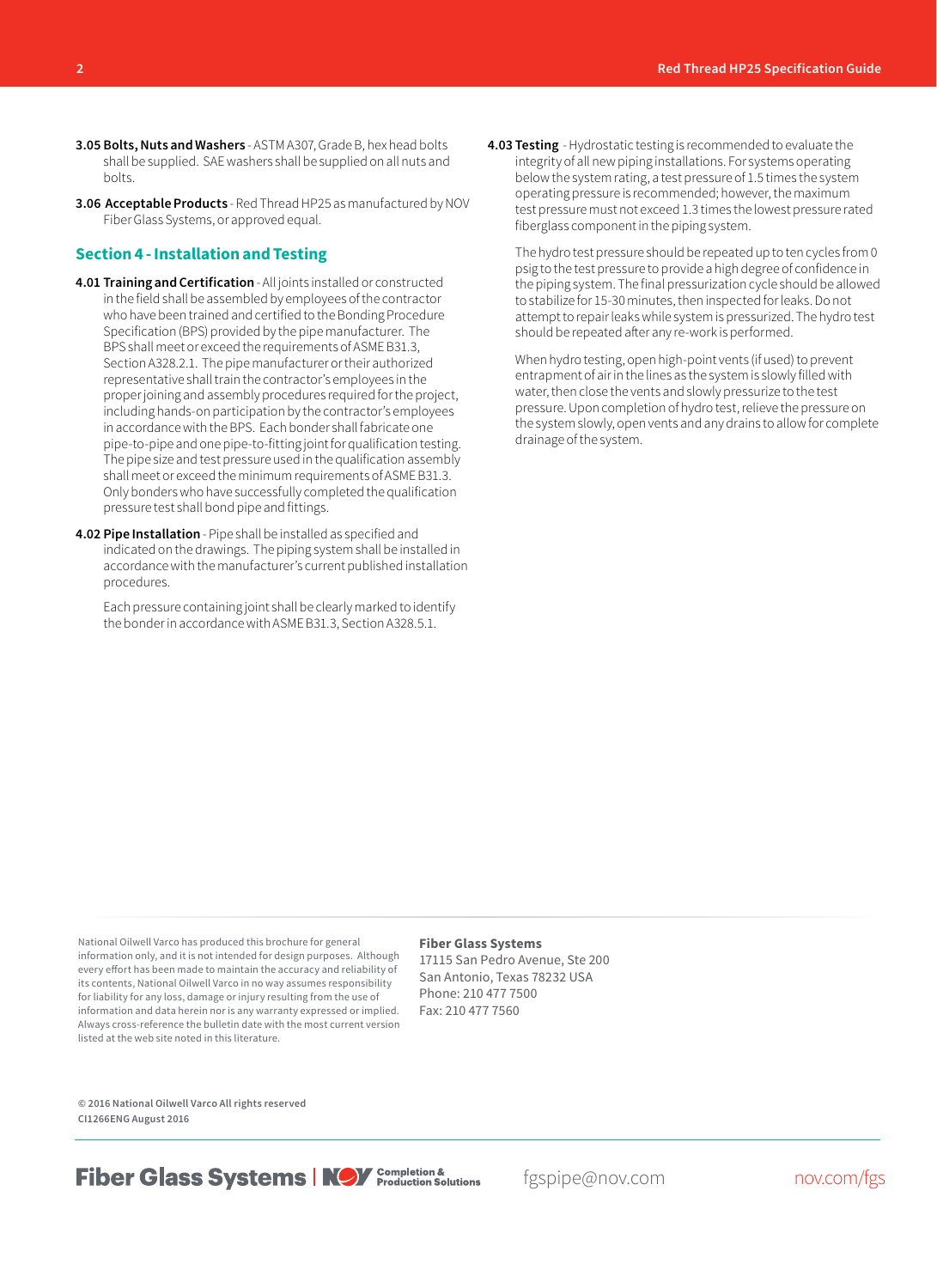**3.05 Bolts, Nuts and Washers** - ASTM A307, Grade B, hex head bolts shall be supplied. SAE washers shall be supplied on all nuts and bolts.

**3.06 Acceptable Products** - Red Thread HP25 as manufactured by NOV Fiber Glass Systems, or approved equal.

## Section 4 - Installation and Testing

**4.01 Training and Certification** - All joints installed or constructed in the field shall be assembled by employees of the contractor who have been trained and certified to the Bonding Procedure Specification (BPS) provided by the pipe manufacturer. The BPS shall meet or exceed the requirements of ASME B31.3, Section A328.2.1. The pipe manufacturer or their authorized representative shall train the contractor's employees in the proper joining and assembly procedures required for the project, including hands-on participation by the contractor's employees in accordance with the BPS. Each bonder shall fabricate one pipe-to-pipe and one pipe-to-fitting joint for qualification testing. The pipe size and test pressure used in the qualification assembly shall meet or exceed the minimum requirements of ASME B31.3. Only bonders who have successfully completed the qualification pressure test shall bond pipe and fittings.

**4.02 Pipe Installation** - Pipe shall be installed as specified and indicated on the drawings. The piping system shall be installed in accordance with the manufacturer's current published installation procedures.

Each pressure containing joint shall be clearly marked to identify the bonder in accordance with ASME B31.3, Section A328.5.1.

**4.03 Testing** - Hydrostatic testing is recommended to evaluate the integrity of all new piping installations. For systems operating below the system rating, a test pressure of 1.5 times the system operating pressure is recommended; however, the maximum test pressure must not exceed 1.3 times the lowest pressure rated fiberglass component in the piping system.

The hydro test pressure should be repeated up to ten cycles from 0 psig to the test pressure to provide a high degree of confidence in the piping system. The final pressurization cycle should be allowed to stabilize for 15-30 minutes, then inspected for leaks. Do not attempt to repair leaks while system is pressurized. The hydro test should be repeated after any re-work is performed.

When hydro testing, open high-point vents (if used) to prevent entrapment of air in the lines as the system is slowly filled with water, then close the vents and slowly pressurize to the test pressure. Upon completion of hydro test, relieve the pressure on the system slowly, open vents and any drains to allow for complete drainage of the system.

National Oilwell Varco has produced this brochure for general information only, and it is not intended for design purposes. Although every effort has been made to maintain the accuracy and reliability of its contents, National Oilwell Varco in no way assumes responsibility for liability for any loss, damage or injury resulting from the use of information and data herein nor is any warranty expressed or implied. Always cross-reference the bulletin date with the most current version listed at the web site noted in this literature.

**Fiber Glass Systems**
17115 San Pedro Avenue, Ste 200
San Antonio, Texas 78232 USA
Phone: 210 477 7500
Fax: 210 477 7560

**© 2016 National Oilwell Varco All rights reserved**
**CI1266ENG August 2016**

Fiber Glass Systems | NOV Completion & Production Solutions

fgspipe@nov.com

nov.com/fgs